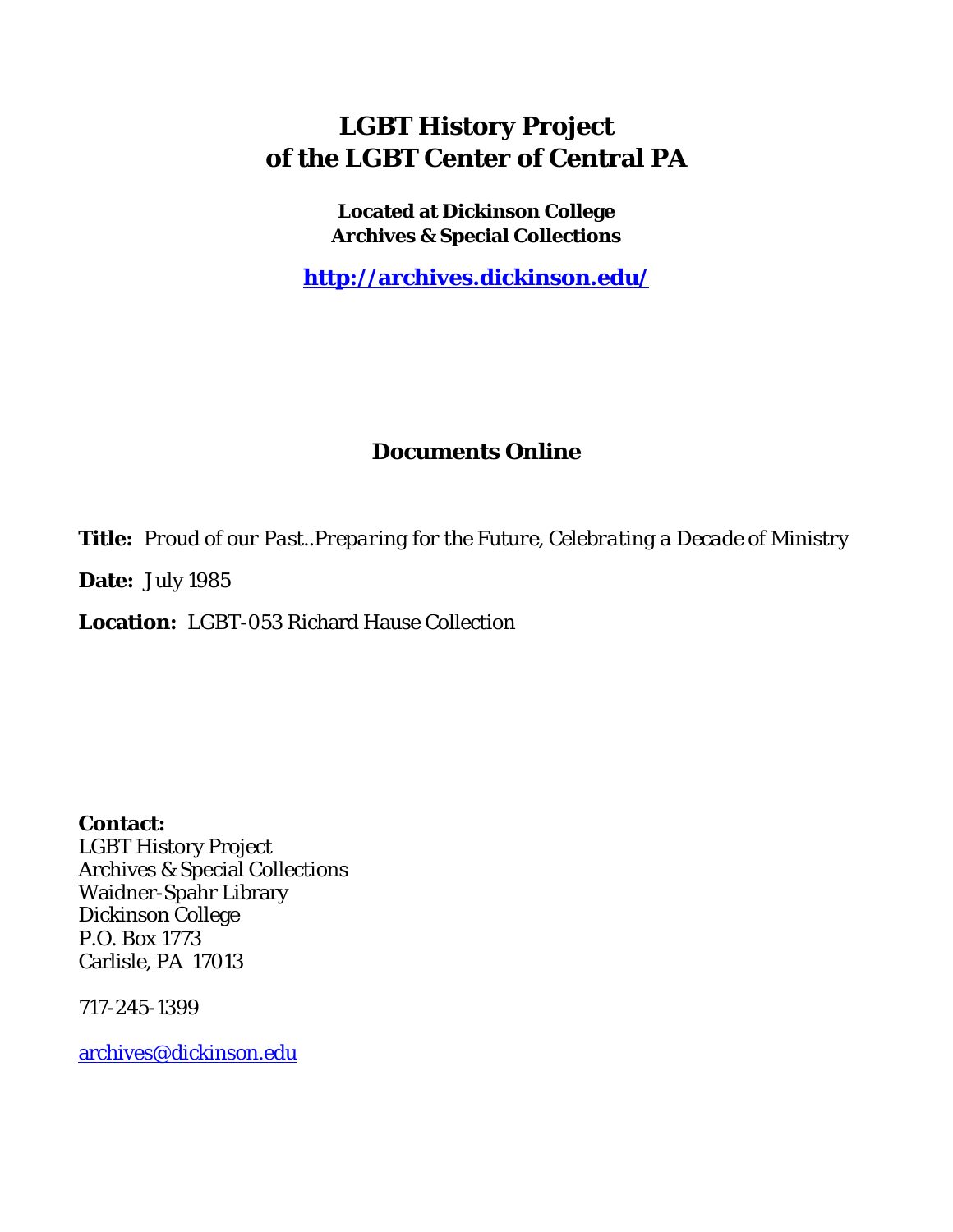# LGBT History Project of the LGBT Center of Central PA

**Located at Dickinson College Archives & Special Collections**

**http://archives.dickinson.edu/**

## Documents Online

**Title:** *Proud of our Past..Preparing for the Future, Celebrating a Decade of Ministry*

**Date:** July 1985

**Location:** LGBT-053 Richard Hause Collection

**Contact:**
LGBT History Project
Archives & Special Collections
Waidner-Spahr Library
Dickinson College
P.O. Box 1773
Carlisle, PA 17013

717-245-1399

archives@dickinson.edu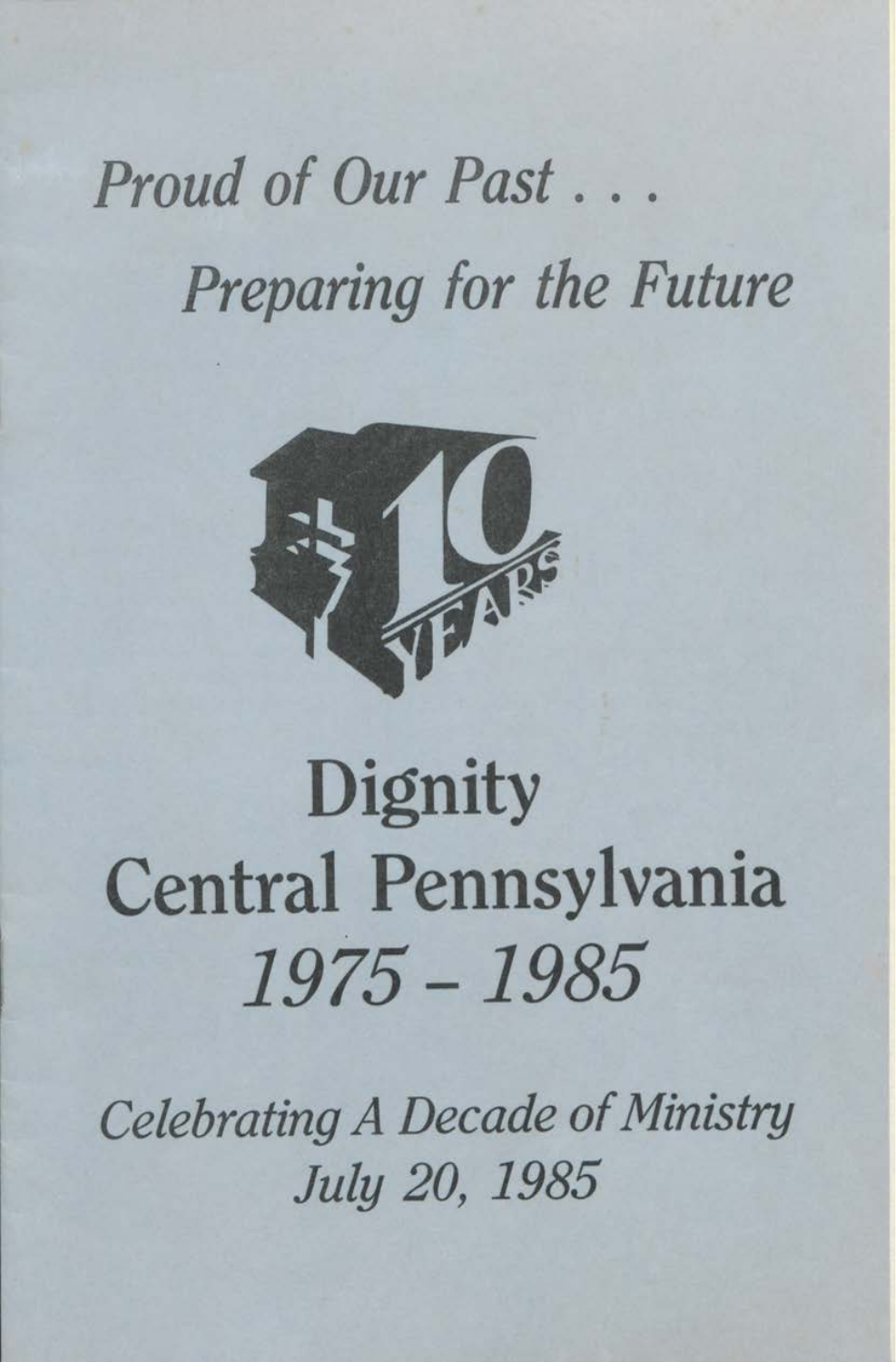*Proud of Our Past . . .*

*Preparing for the Future*

# Dignity
# Central Pennsylvania
## *1975 – 1985*

*Celebrating A Decade of Ministry*

*July 20, 1985*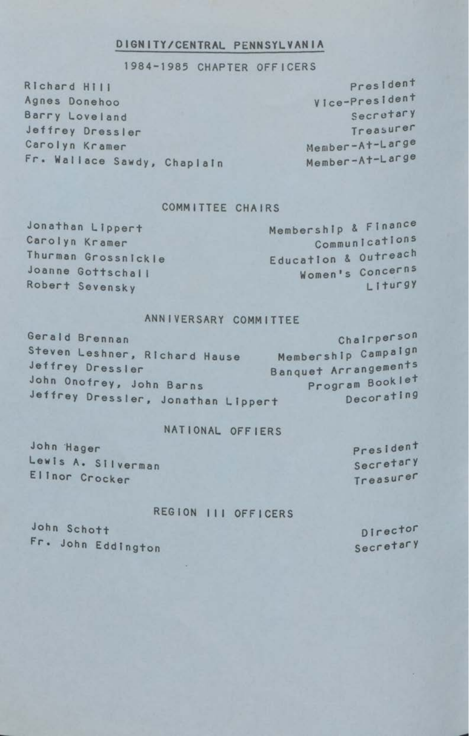# DIGNITY/CENTRAL PENNSYLVANIA

## 1984-1985 CHAPTER OFFICERS

| | |
|---|---|
| Richard Hill | President |
| Agnes Donehoo | Vice-President |
| Barry Loveland | Secretary |
| Jeffrey Dressler | Treasurer |
| Carolyn Kramer | Member-At-Large |
| Fr. Wallace Sawdy, Chaplain | Member-At-Large |

## COMMITTEE CHAIRS

| | |
|---|---|
| Jonathan Lippert | Membership & Finance |
| Carolyn Kramer | Communications |
| Thurman Grossnickle | Education & Outreach |
| Joanne Gottschall | Women's Concerns |
| Robert Sevensky | Liturgy |

## ANNIVERSARY COMMITTEE

| | |
|---|---|
| Gerald Brennan | Chairperson |
| Steven Leshner, Richard Hause | Membership Campaign |
| Jeffrey Dressler | Banquet Arrangements |
| John Onofrey, John Barns | Program Booklet |
| Jeffrey Dressler, Jonathan Lippert | Decorating |

## NATIONAL OFFIERS

| | |
|---|---|
| John Hager | President |
| Lewis A. Silverman | Secretary |
| Elinor Crocker | Treasurer |

## REGION III OFFICERS

| | |
|---|---|
| John Schott | Director |
| Fr. John Eddington | Secretary |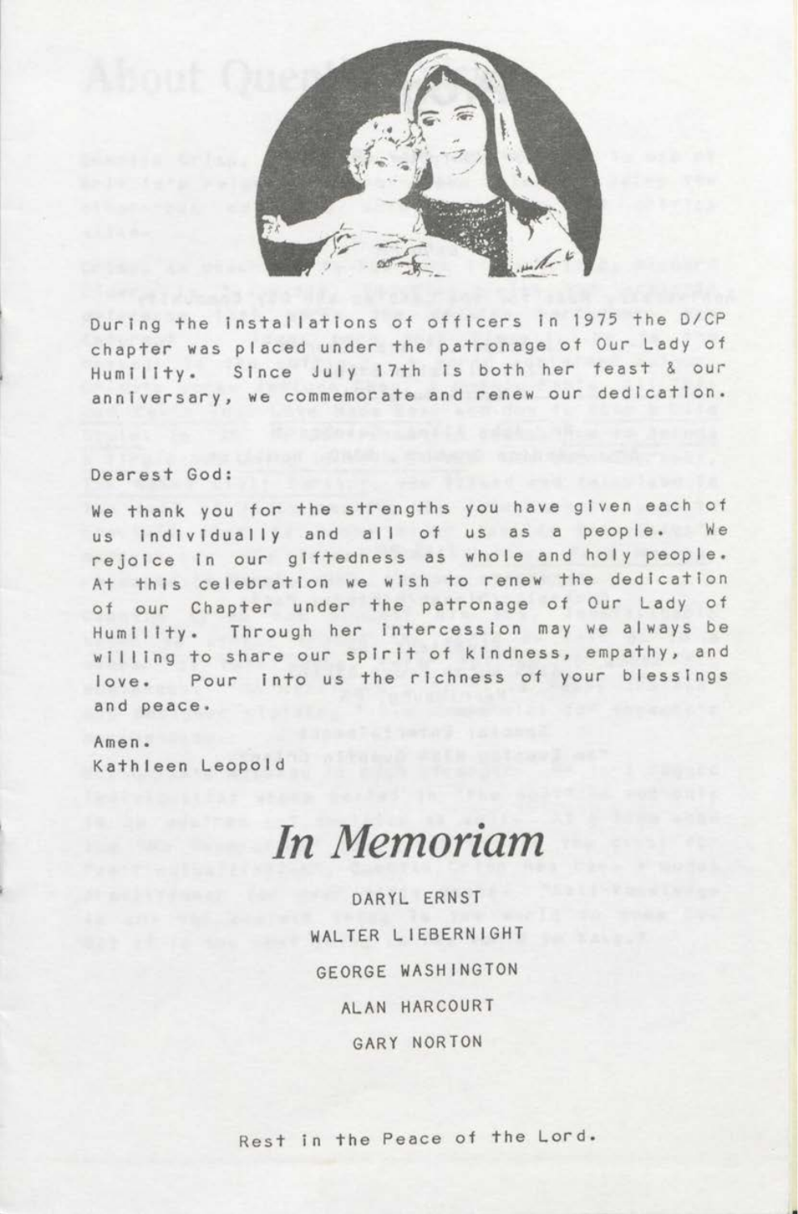During the installations of officers in 1975 the D/CP chapter was placed under the patronage of Our Lady of Humility. Since July 17th is both her feast & our anniversary, we commemorate and renew our dedication.

Dearest God:

We thank you for the strengths you have given each of us individually and all of us as a people. We rejoice in our giftedness as whole and holy people. At this celebration we wish to renew the dedication of our Chapter under the patronage of Our Lady of Humility. Through her intercession may we always be willing to share our spirit of kindness, empathy, and love. Pour into us the richness of your blessings and peace.

Amen.
Kathleen Leopold

# In Memoriam

DARYL ERNST

WALTER LIEBERNIGHT

GEORGE WASHINGTON

ALAN HARCOURT

GARY NORTON

Rest in the Peace of the Lord.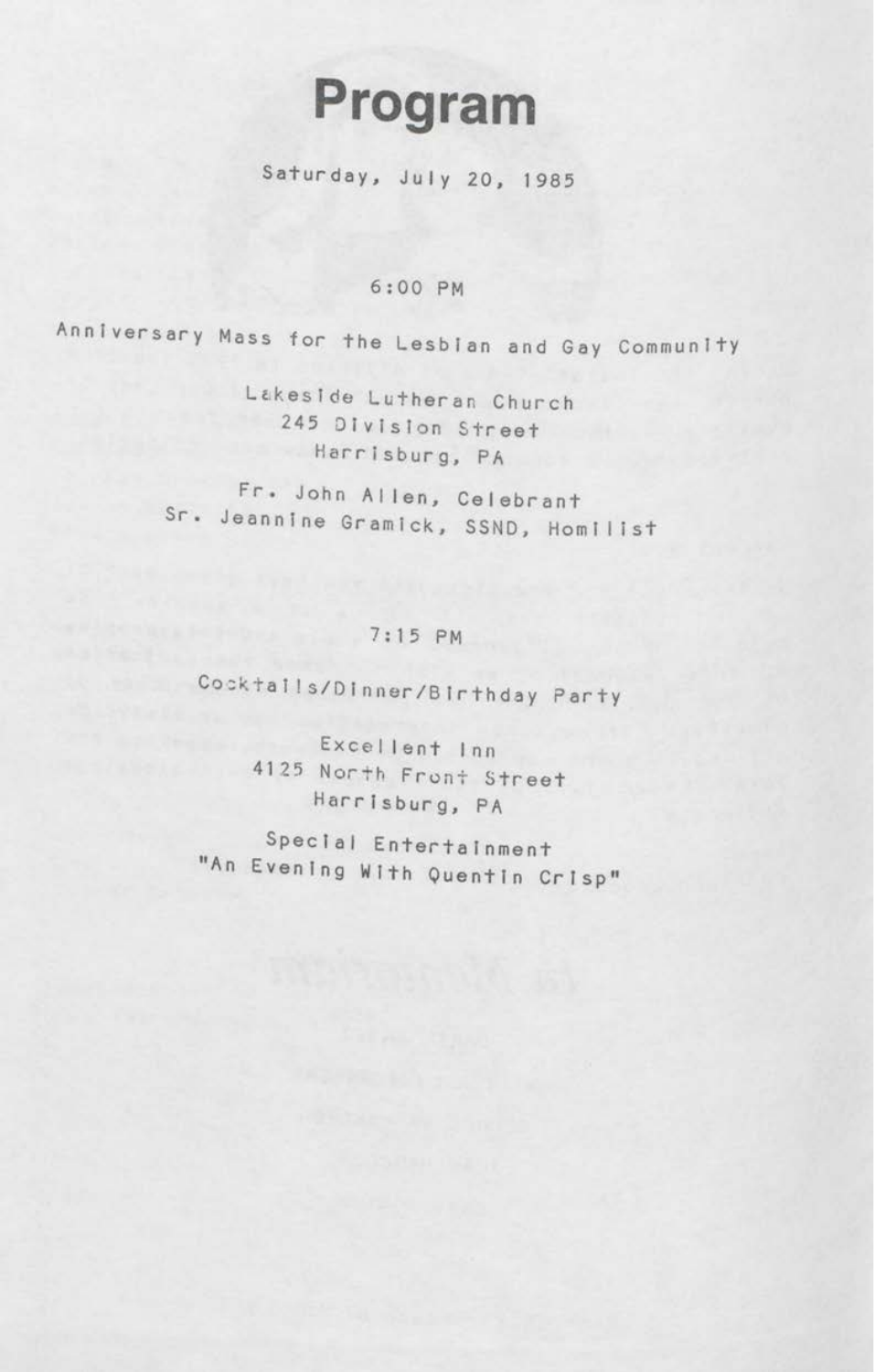# Program

Saturday, July 20, 1985

6:00 PM

Anniversary Mass for the Lesbian and Gay Community

Lakeside Lutheran Church
245 Division Street
Harrisburg, PA

Fr. John Allen, Celebrant
Sr. Jeannine Gramick, SSND, Homilist

7:15 PM

Cocktails/Dinner/Birthday Party

Excellent Inn
4125 North Front Street
Harrisburg, PA

Special Entertainment
"An Evening With Quentin Crisp"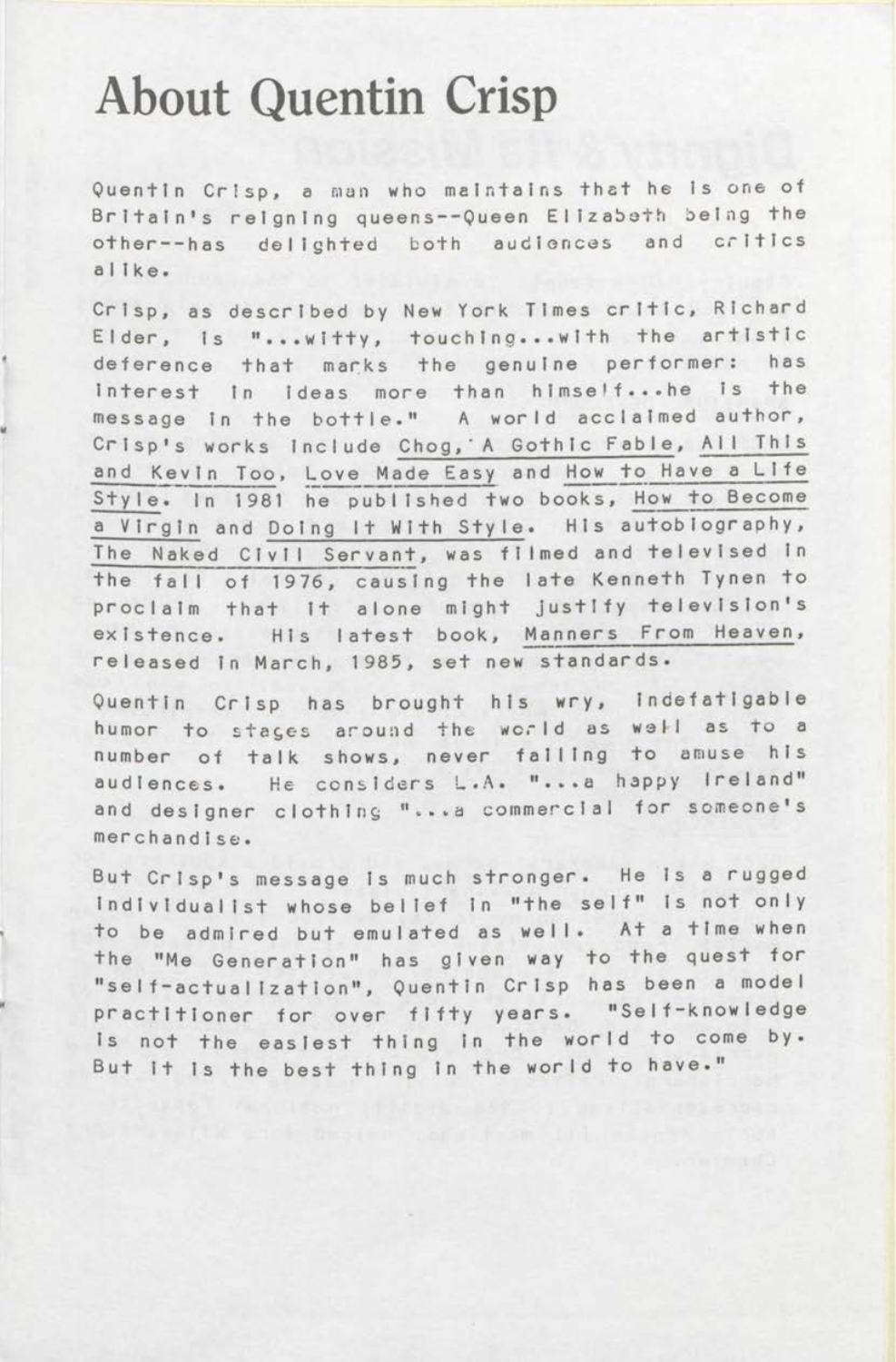# About Quentin Crisp

Quentin Crisp, a man who maintains that he is one of Britain's reigning queens--Queen Elizabeth being the other--has delighted both audiences and critics alike.

Crisp, as described by New York Times critic, Richard Elder, is "...witty, touching...with the artistic deference that marks the genuine performer: has interest in ideas more than himself...he is the message in the bottle." A world acclaimed author, Crisp's works include Chog, A Gothic Fable, All This and Kevin Too, Love Made Easy and How to Have a Life Style. In 1981 he published two books, How to Become a Virgin and Doing It With Style. His autobiography, The Naked Civil Servant, was filmed and televised in the fall of 1976, causing the late Kenneth Tynen to proclaim that it alone might justify television's existence. His latest book, Manners From Heaven, released in March, 1985, set new standards.

Quentin Crisp has brought his wry, indefatigable humor to stages around the world as well as to a number of talk shows, never failing to amuse his audiences. He considers L.A. "...a happy Ireland" and designer clothing "...a commercial for someone's merchandise.

But Crisp's message is much stronger. He is a rugged individualist whose belief in "the self" is not only to be admired but emulated as well. At a time when the "Me Generation" has given way to the quest for "self-actualization", Quentin Crisp has been a model practitioner for over fifty years. "Self-knowledge is not the easiest thing in the world to come by. But it is the best thing in the world to have."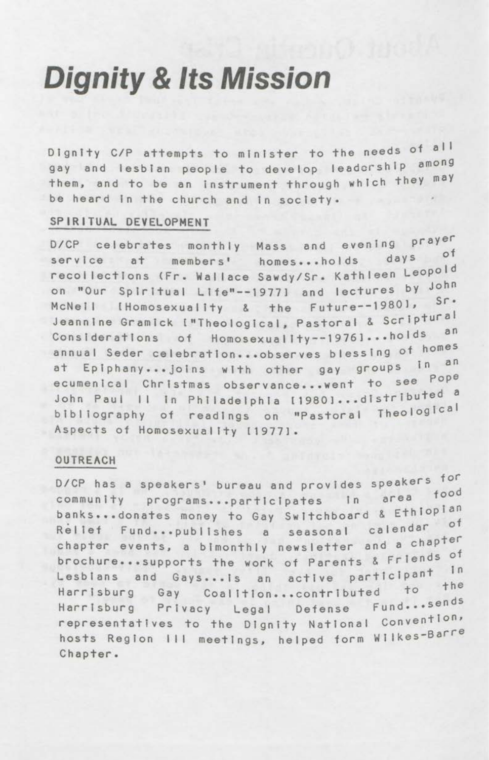# *Dignity & Its Mission*

Dignity C/P attempts to minister to the needs of all gay and lesbian people to develop leadership among them, and to be an instrument through which they may be heard in the church and in society.

## SPIRITUAL DEVELOPMENT

D/CP celebrates monthly Mass and evening prayer service at members' homes...holds days of recollections (Fr. Wallace Sawdy/Sr. Kathleen Leopold on "Our Spiritual Life"--1977] and lectures by John McNeil [Homosexuality & the Future--1980], Sr. Jeannine Gramick ["Theological, Pastoral & Scriptural Considerations of Homosexuality--1976]...holds an annual Seder celebration...observes blessing of homes at Epiphany...joins with other gay groups in an ecumenical Christmas observance...went to see Pope John Paul II in Philadelphia [1980]...distributed a bibliography of readings on "Pastoral Theological Aspects of Homosexuality [1977].

## OUTREACH

D/CP has a speakers' bureau and provides speakers for community programs...participates in area food banks...donates money to Gay Switchboard & Ethiopian Relief Fund...publishes a seasonal calendar of chapter events, a bimonthly newsletter and a chapter brochure...supports the work of Parents & Friends of Lesbians and Gays...is an active participant in Harrisburg Gay Coalition...contributed to the Harrisburg Privacy Legal Defense Fund...sends representatives to the Dignity National Convention, hosts Region III meetings, helped form Wilkes-Barre Chapter.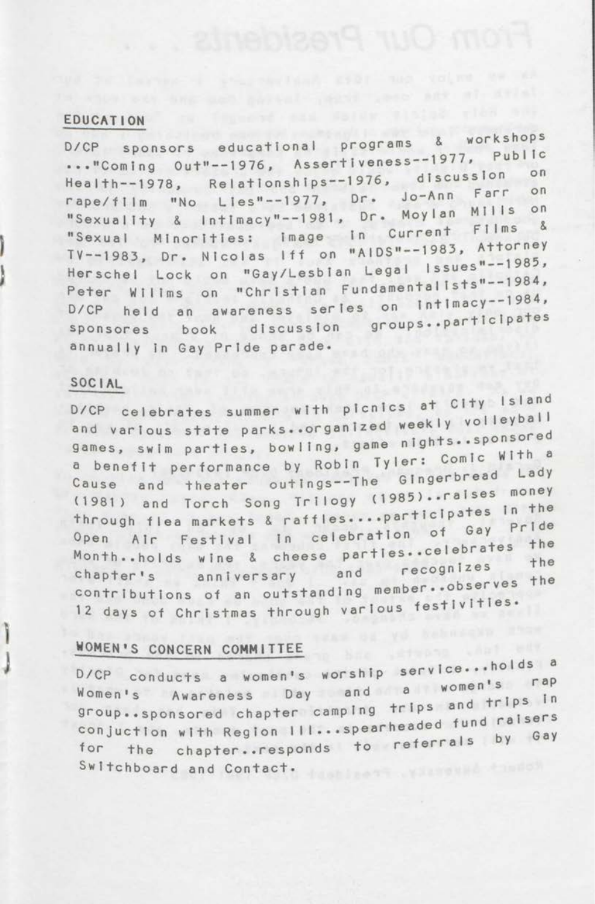## EDUCATION

D/CP sponsors educational programs & workshops ..."Coming Out"--1976, Assertiveness--1977, Public Health--1978, Relationships--1976, discussion on rape/film "No Lies"--1977, Dr. Jo-Ann Farr on "Sexuality & Intimacy"--1981, Dr. Moylan Mills on "Sexual Minorities: Image in Current Films & TV--1983, Dr. Nicolas Iff on "AIDS"--1983, Attorney Herschel Lock on "Gay/Lesbian Legal Issues"--1985, Peter Wilims on "Christian Fundamentalists"--1984, D/CP held an awareness series on intimacy--1984, sponsores book discussion groups..participates annually in Gay Pride parade.

## SOCIAL

D/CP celebrates summer with picnics at City Island and various state parks..organized weekly volleyball games, swim parties, bowling, game nights..sponsored a benefit performance by Robin Tyler: Comic With a Cause and theater outings--The Gingerbread Lady (1981) and Torch Song Trilogy (1985)..raises money through flea markets & raffles....participates in the Open Air Festival in celebration of Gay Pride Month..holds wine & cheese parties..celebrates the chapter's anniversary and recognizes the contributions of an outstanding member..observes the 12 days of Christmas through various festivities.

## WOMEN'S CONCERN COMMITTEE

D/CP conducts a women's worship service...holds a Women's Awareness Day and a women's rap group..sponsored chapter camping trips and trips in conjuction with Region III...spearheaded fund raisers for the chapter..responds to referrals by Gay Switchboard and Contact.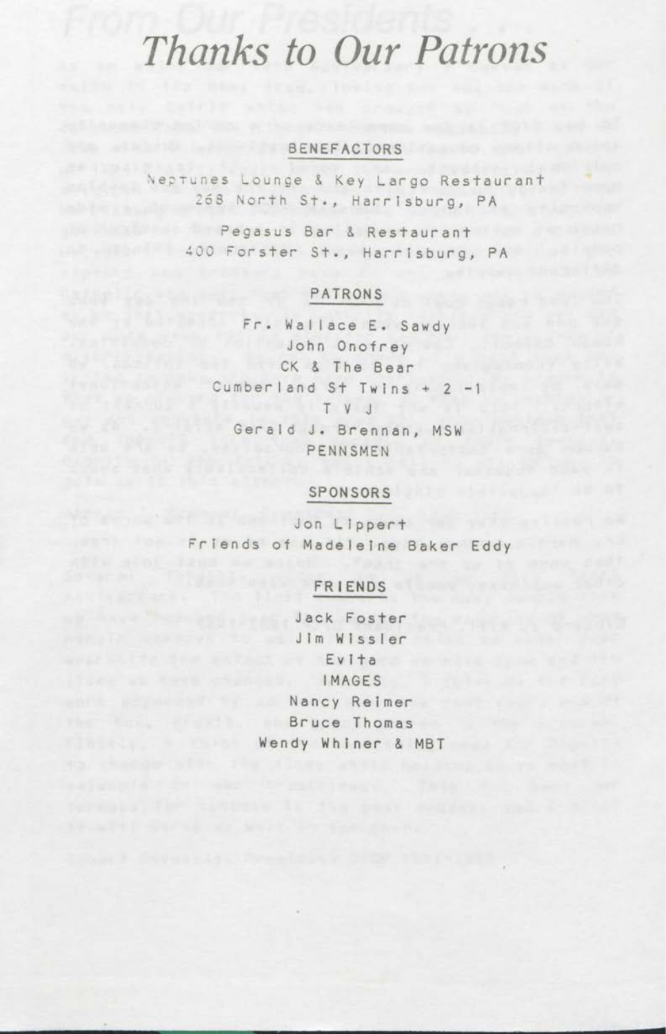# Thanks to Our Patrons

## BENEFACTORS

Neptunes Lounge & Key Largo Restaurant
268 North St., Harrisburg, PA

Pegasus Bar & Restaurant
400 Forster St., Harrisburg, PA

## PATRONS

Fr. Wallace E. Sawdy
John Onofrey
CK & The Bear
Cumberland St Twins + 2 -1
T V J
Gerald J. Brennan, MSW
PENNSMEN

## SPONSORS

Jon Lippert
Friends of Madeleine Baker Eddy

## FRIENDS

Jack Foster
Jim Wissler
Evita
IMAGES
Nancy Reimer
Bruce Thomas
Wendy Whiner & MBT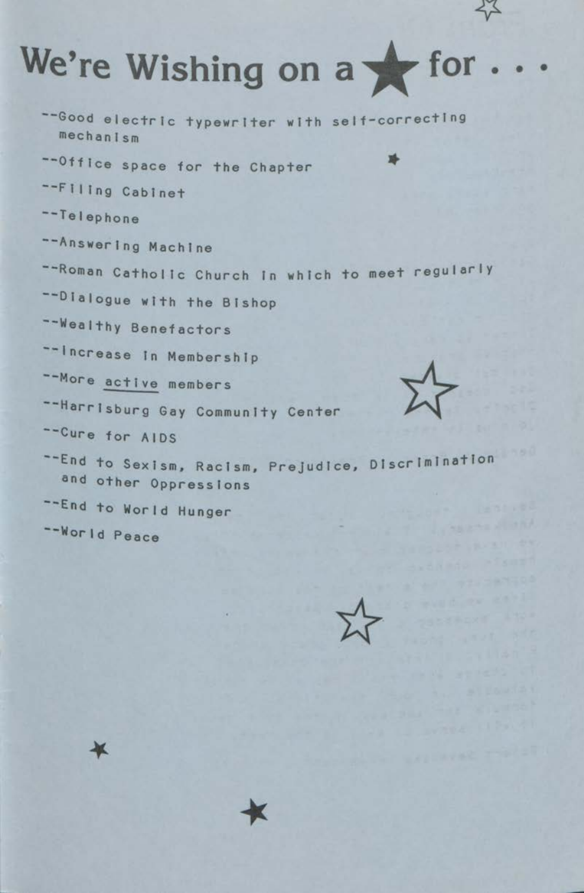# We're Wishing on a ★ for . . .

--Good electric typewriter with self-correcting mechanism

--Office space for the Chapter

--Filing Cabinet

--Telephone

--Answering Machine

--Roman Catholic Church in which to meet regularly

--Dialogue with the Bishop

--Wealthy Benefactors

--Increase in Membership

--More <u>active</u> members

--Harrisburg Gay Community Center

--Cure for AIDS

--End to Sexism, Racism, Prejudice, Discrimination and other Oppressions

--End to World Hunger

--World Peace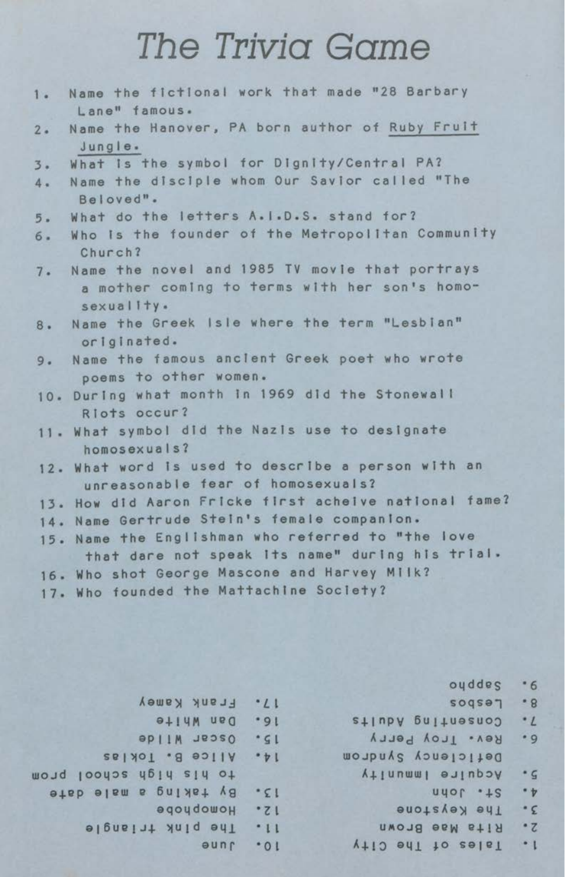# The Trivia Game

1. Name the fictional work that made "28 Barbary Lane" famous.
2. Name the Hanover, PA born author of Ruby Fruit Jungle.
3. What is the symbol for Dignity/Central PA?
4. Name the disciple whom Our Savior called "The Beloved".
5. What do the letters A.I.D.S. stand for?
6. Who is the founder of the Metropolitan Community Church?
7. Name the novel and 1985 TV movie that portrays a mother coming to terms with her son's homosexuality.
8. Name the Greek Isle where the term "Lesbian" originated.
9. Name the famous ancient Greek poet who wrote poems to other women.
10. During what month in 1969 did the Stonewall Riots occur?
11. What symbol did the Nazis use to designate homosexuals?
12. What word is used to describe a person with an unreasonable fear of homosexuals?
13. How did Aaron Fricke first acheive national fame?
14. Name Gertrude Stein's female companion.
15. Name the Englishman who referred to "the love that dare not speak its name" during his trial.
16. Who shot George Mascone and Harvey Milk?
17. Who founded the Mattachine Society?

1. Tales of The City
2. Rita Mae Brown
3. The Keystone
4. St. John
5. Acquire Immunity Deficiency Syndrom
6. Rev. Troy Perry
7. Consenting Adults
8. Lesbos
9. Sappho
10. June
11. The pink triangle
12. Homophobe
13. By taking a male date to his high school prom
14. Alice B. Toklas
15. Oscar Wilde
16. Dan White
17. Frank Kamey